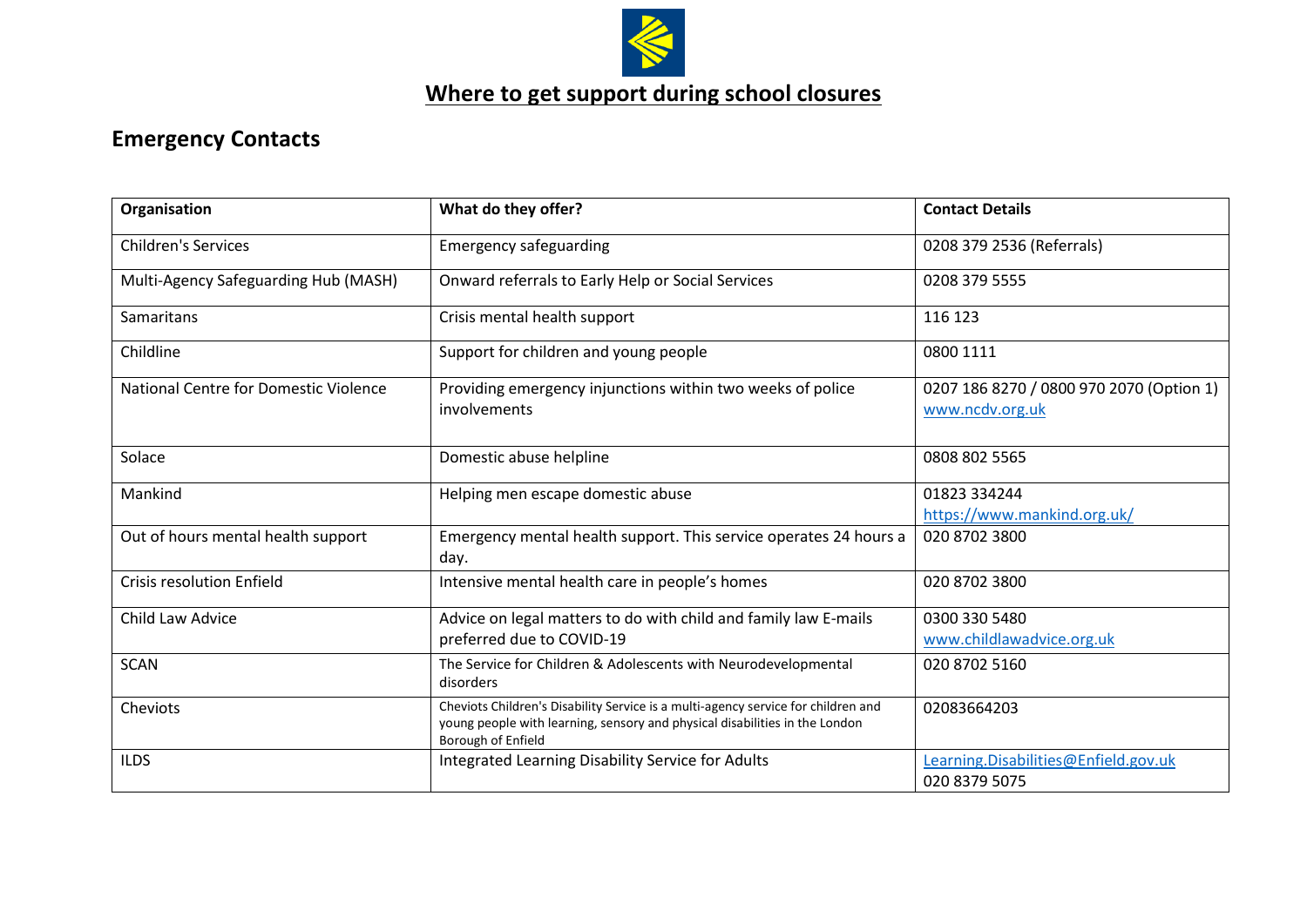# Where to get support during school closures

## Emergency Contacts

| Organisation | What do they offer? | Contact Details |
|---|---|---|
| Children's Services | Emergency safeguarding | 0208 379 2536 (Referrals) |
| Multi-Agency Safeguarding Hub (MASH) | Onward referrals to Early Help or Social Services | 0208 379 5555 |
| Samaritans | Crisis mental health support | 116 123 |
| Childline | Support for children and young people | 0800 1111 |
| National Centre for Domestic Violence | Providing emergency injunctions within two weeks of police involvements | 0207 186 8270 / 0800 970 2070 (Option 1) www.ncdv.org.uk |
| Solace | Domestic abuse helpline | 0808 802 5565 |
| Mankind | Helping men escape domestic abuse | 01823 334244 https://www.mankind.org.uk/ |
| Out of hours mental health support | Emergency mental health support. This service operates 24 hours a day. | 020 8702 3800 |
| Crisis resolution Enfield | Intensive mental health care in people's homes | 020 8702 3800 |
| Child Law Advice | Advice on legal matters to do with child and family law E-mails preferred due to COVID-19 | 0300 330 5480 www.childlawadvice.org.uk |
| SCAN | The Service for Children & Adolescents with Neurodevelopmental disorders | 020 8702 5160 |
| Cheviots | Cheviots Children's Disability Service is a multi-agency service for children and young people with learning, sensory and physical disabilities in the London Borough of Enfield | 02083664203 |
| ILDS | Integrated Learning Disability Service for Adults | Learning.Disabilities@Enfield.gov.uk 020 8379 5075 |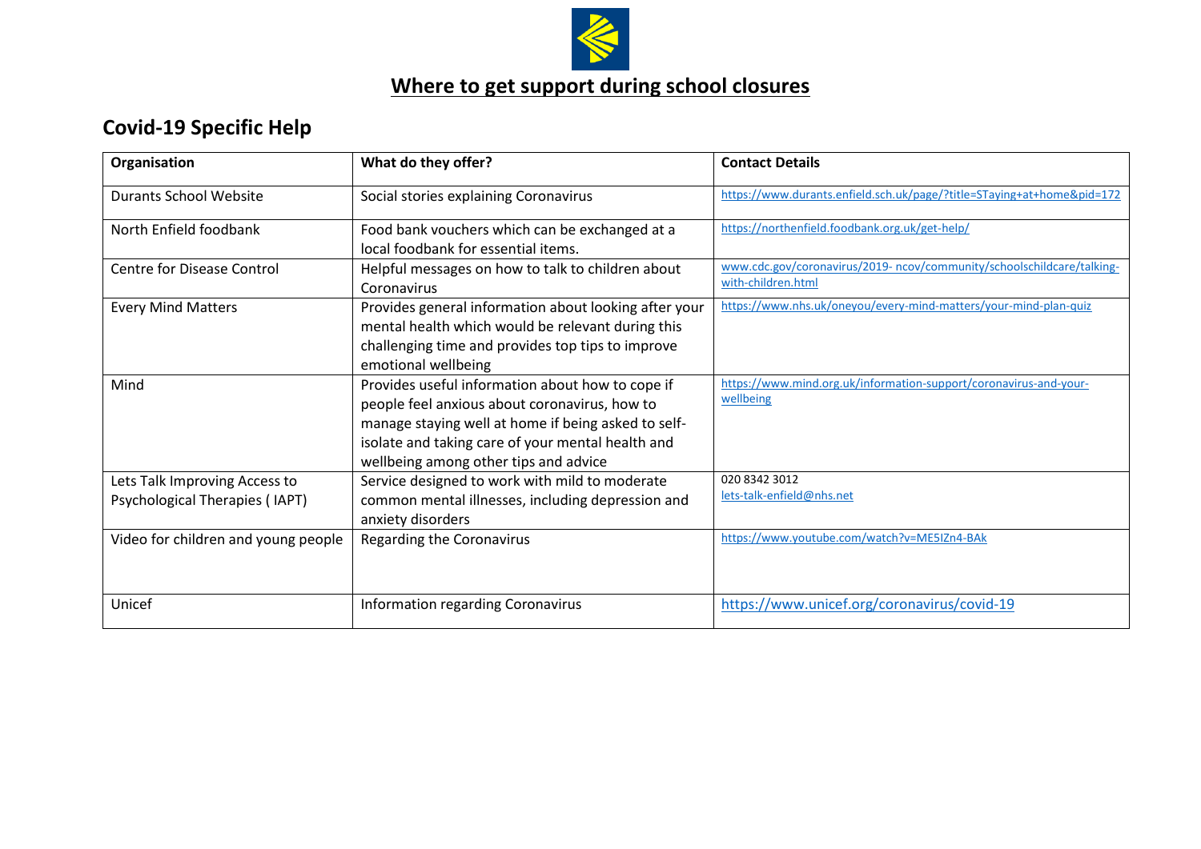# Where to get support during school closures

## Covid-19 Specific Help

| Organisation | What do they offer? | Contact Details |
|---|---|---|
| Durants School Website | Social stories explaining Coronavirus | https://www.durants.enfield.sch.uk/page/?title=STaying+at+home&pid=172 |
| North Enfield foodbank | Food bank vouchers which can be exchanged at a local foodbank for essential items. | https://northenfield.foodbank.org.uk/get-help/ |
| Centre for Disease Control | Helpful messages on how to talk to children about Coronavirus | www.cdc.gov/coronavirus/2019- ncov/community/schoolschildcare/talking-with-children.html |
| Every Mind Matters | Provides general information about looking after your mental health which would be relevant during this challenging time and provides top tips to improve emotional wellbeing | https://www.nhs.uk/oneyou/every-mind-matters/your-mind-plan-quiz |
| Mind | Provides useful information about how to cope if people feel anxious about coronavirus, how to manage staying well at home if being asked to self-isolate and taking care of your mental health and wellbeing among other tips and advice | https://www.mind.org.uk/information-support/coronavirus-and-your-wellbeing |
| Lets Talk Improving Access to Psychological Therapies ( IAPT) | Service designed to work with mild to moderate common mental illnesses, including depression and anxiety disorders | 020 8342 3012<br>lets-talk-enfield@nhs.net |
| Video for children and young people | Regarding the Coronavirus | https://www.youtube.com/watch?v=ME5IZn4-BAk |
| Unicef | Information regarding Coronavirus | https://www.unicef.org/coronavirus/covid-19 |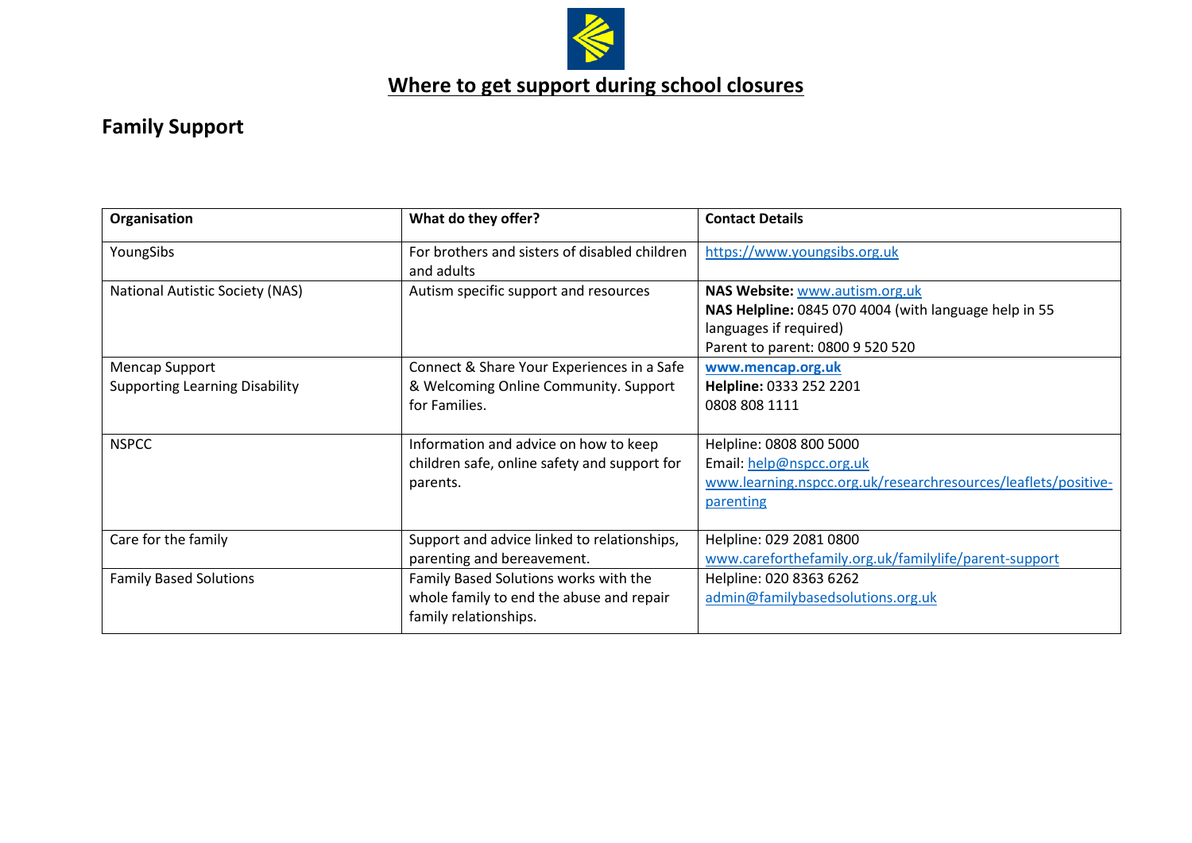# Where to get support during school closures

## Family Support

| Organisation | What do they offer? | Contact Details |
|---|---|---|
| YoungSibs | For brothers and sisters of disabled children and adults | https://www.youngsibs.org.uk |
| National Autistic Society (NAS) | Autism specific support and resources | **NAS Website:** www.autism.org.uk<br>**NAS Helpline:** 0845 070 4004 (with language help in 55 languages if required)<br>Parent to parent: 0800 9 520 520 |
| Mencap Support<br>Supporting Learning Disability | Connect & Share Your Experiences in a Safe & Welcoming Online Community. Support for Families. | **www.mencap.org.uk**<br>**Helpline:** 0333 252 2201<br>0808 808 1111 |
| NSPCC | Information and advice on how to keep children safe, online safety and support for parents. | Helpline: 0808 800 5000<br>Email: help@nspcc.org.uk<br>www.learning.nspcc.org.uk/researchresources/leaflets/positive-parenting |
| Care for the family | Support and advice linked to relationships, parenting and bereavement. | Helpline: 029 2081 0800<br>www.careforthefamily.org.uk/familylife/parent-support |
| Family Based Solutions | Family Based Solutions works with the whole family to end the abuse and repair family relationships. | Helpline: 020 8363 6262<br>admin@familybasedsolutions.org.uk |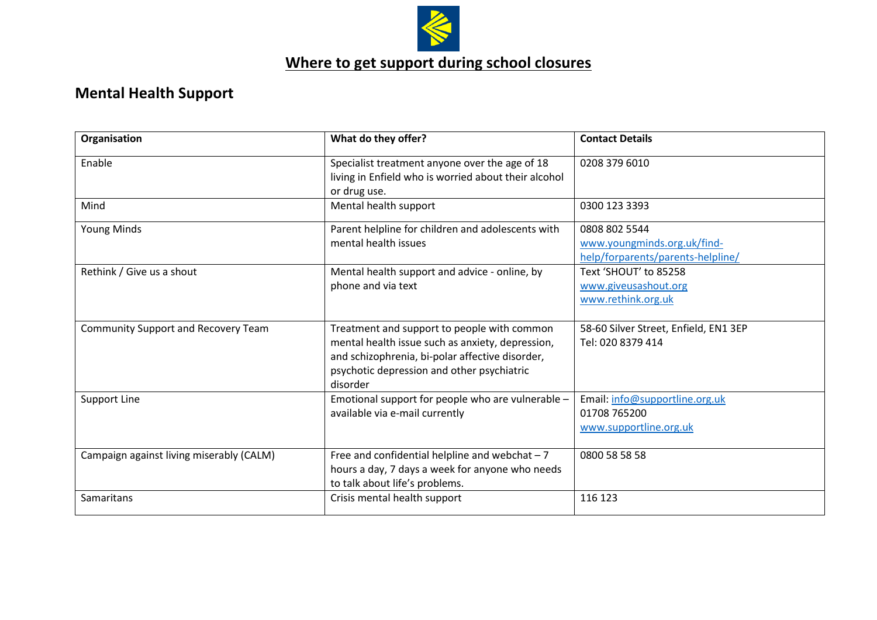# Where to get support during school closures

## Mental Health Support

| Organisation | What do they offer? | Contact Details |
|---|---|---|
| Enable | Specialist treatment anyone over the age of 18 living in Enfield who is worried about their alcohol or drug use. | 0208 379 6010 |
| Mind | Mental health support | 0300 123 3393 |
| Young Minds | Parent helpline for children and adolescents with mental health issues | 0808 802 5544<br>www.youngminds.org.uk/find-help/forparents/parents-helpline/ |
| Rethink / Give us a shout | Mental health support and advice - online, by phone and via text | Text 'SHOUT' to 85258<br>www.giveusashout.org<br>www.rethink.org.uk |
| Community Support and Recovery Team | Treatment and support to people with common mental health issue such as anxiety, depression, and schizophrenia, bi-polar affective disorder, psychotic depression and other psychiatric disorder | 58-60 Silver Street, Enfield, EN1 3EP<br>Tel: 020 8379 414 |
| Support Line | Emotional support for people who are vulnerable – available via e-mail currently | Email: info@supportline.org.uk<br>01708 765200<br>www.supportline.org.uk |
| Campaign against living miserably (CALM) | Free and confidential helpline and webchat – 7 hours a day, 7 days a week for anyone who needs to talk about life's problems. | 0800 58 58 58 |
| Samaritans | Crisis mental health support | 116 123 |